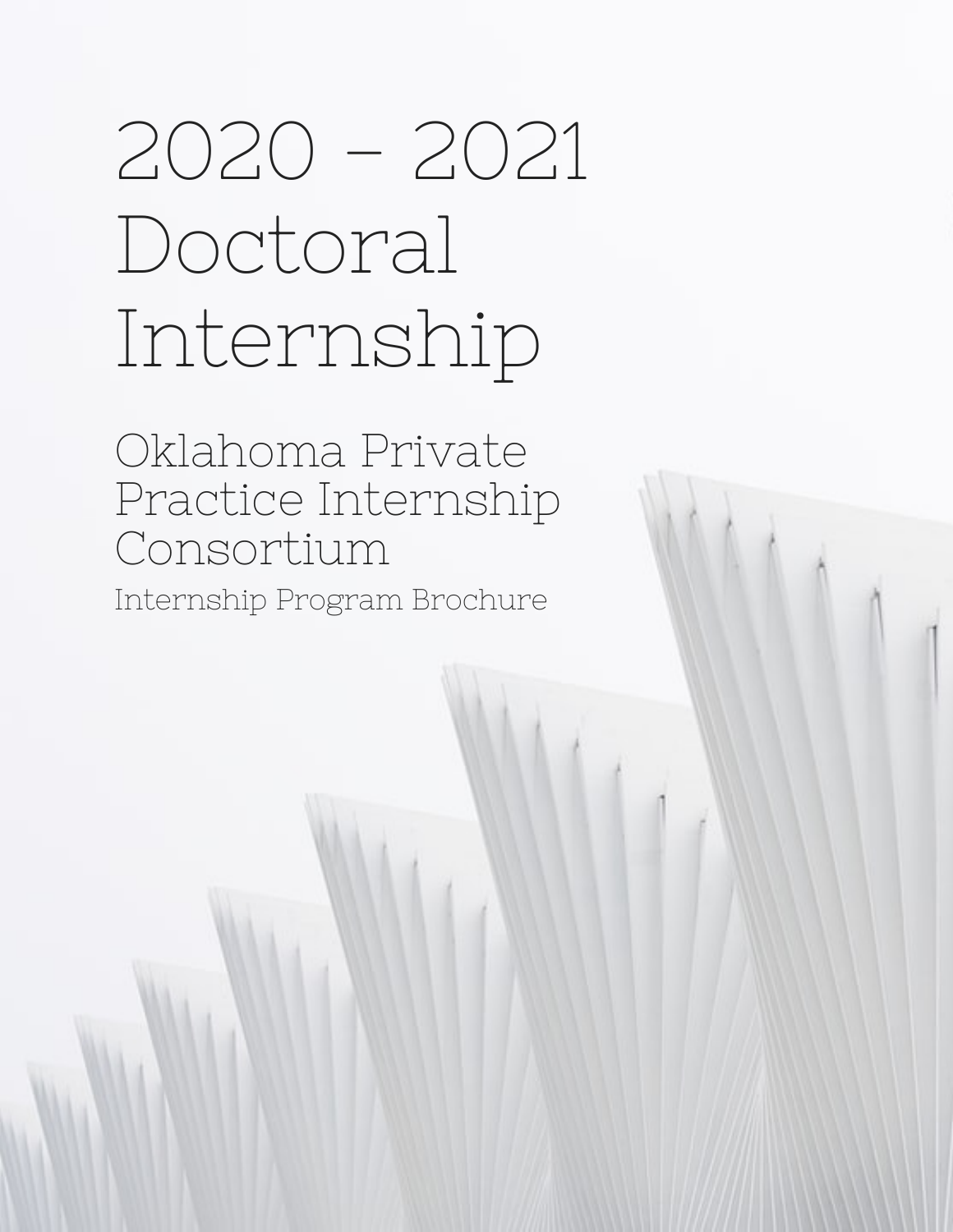# 2020 - 2021 Doctoral Internship

## Oklahoma Private Practice Internship Consortium

### Internship Program Brochure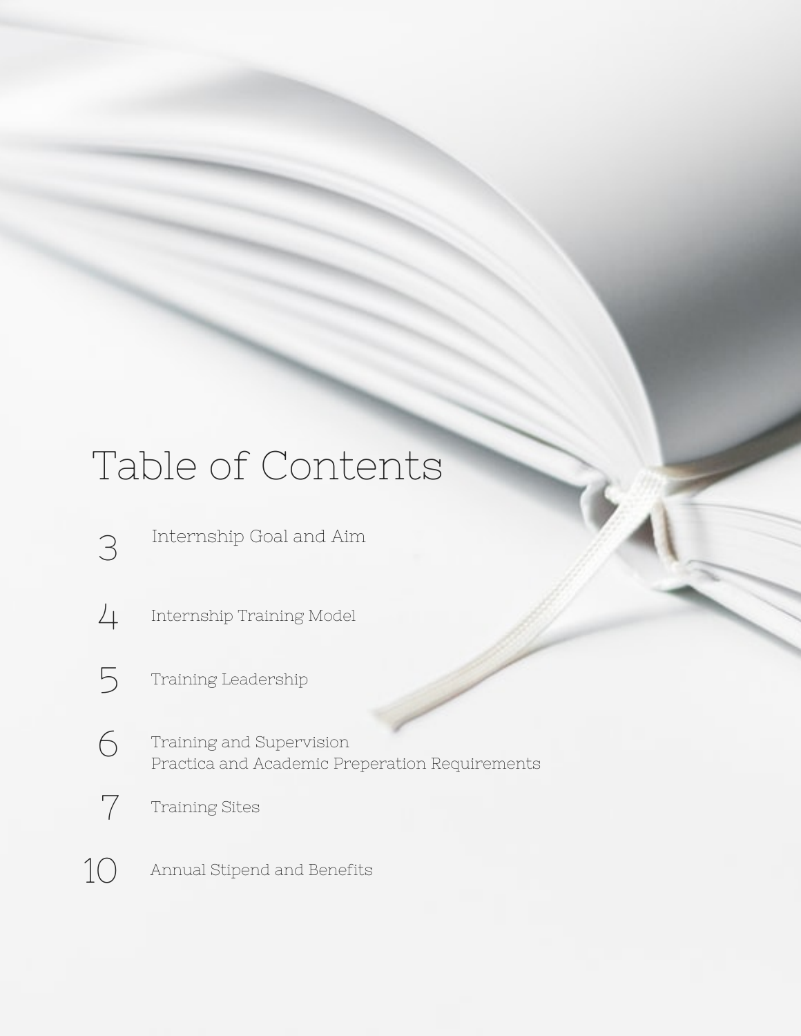# Table of Contents

| | |
|---|---|
| 3 | Internship Goal and Aim |
| 4 | Internship Training Model |
| 5 | Training Leadership |
| 6 | Training and Supervision<br>Practica and Academic Preperation Requirements |
| 7 | Training Sites |
| 10 | Annual Stipend and Benefits |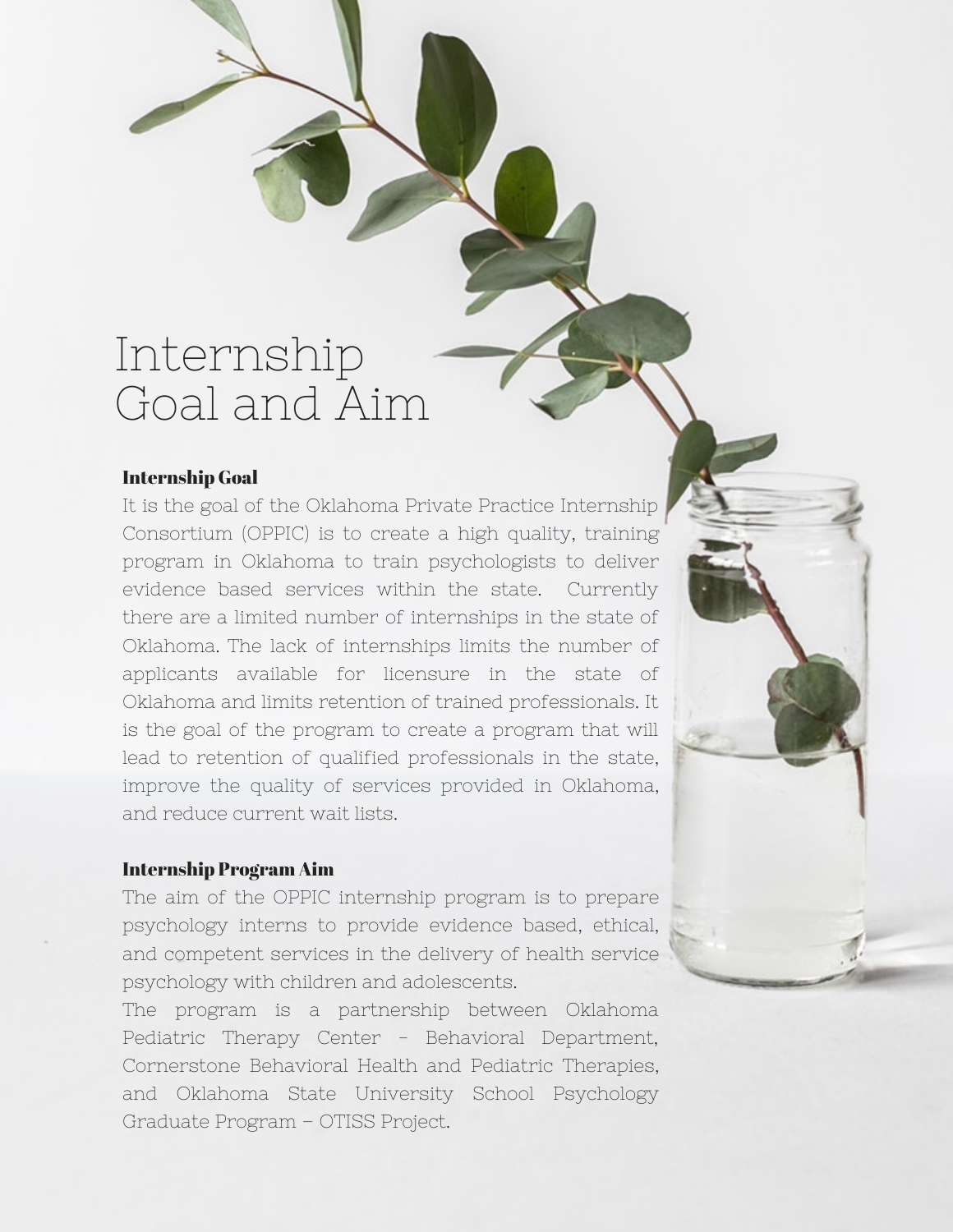# Internship Goal and Aim

**Internship Goal**

It is the goal of the Oklahoma Private Practice Internship Consortium (OPPIC) is to create a high quality, training program in Oklahoma to train psychologists to deliver evidence based services within the state. Currently there are a limited number of internships in the state of Oklahoma. The lack of internships limits the number of applicants available for licensure in the state of Oklahoma and limits retention of trained professionals. It is the goal of the program to create a program that will lead to retention of qualified professionals in the state, improve the quality of services provided in Oklahoma, and reduce current wait lists.

**Internship Program Aim**

The aim of the OPPIC internship program is to prepare psychology interns to provide evidence based, ethical, and competent services in the delivery of health service psychology with children and adolescents.

The program is a partnership between Oklahoma Pediatric Therapy Center - Behavioral Department, Cornerstone Behavioral Health and Pediatric Therapies, and Oklahoma State University School Psychology Graduate Program – OTISS Project.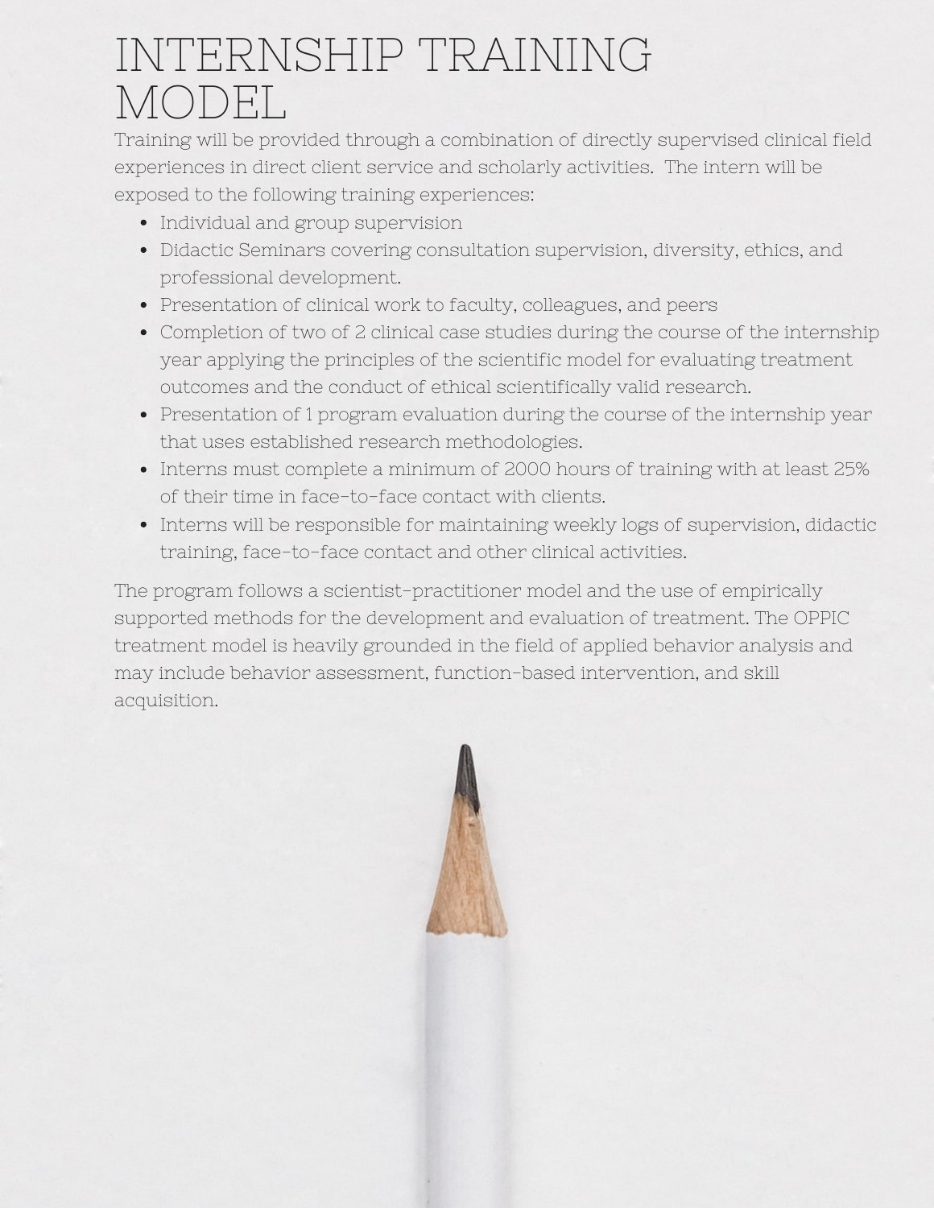# INTERNSHIP TRAINING MODEL

Training will be provided through a combination of directly supervised clinical field experiences in direct client service and scholarly activities.  The intern will be exposed to the following training experiences:

- Individual and group supervision
- Didactic Seminars covering consultation supervision, diversity, ethics, and professional development.
- Presentation of clinical work to faculty, colleagues, and peers
- Completion of two of 2 clinical case studies during the course of the internship year applying the principles of the scientific model for evaluating treatment outcomes and the conduct of ethical scientifically valid research.
- Presentation of 1 program evaluation during the course of the internship year that uses established research methodologies.
- Interns must complete a minimum of 2000 hours of training with at least 25% of their time in face-to-face contact with clients.
- Interns will be responsible for maintaining weekly logs of supervision, didactic training, face-to-face contact and other clinical activities.

The program follows a scientist-practitioner model and the use of empirically supported methods for the development and evaluation of treatment. The OPPIC treatment model is heavily grounded in the field of applied behavior analysis and may include behavior assessment, function-based intervention, and skill acquisition.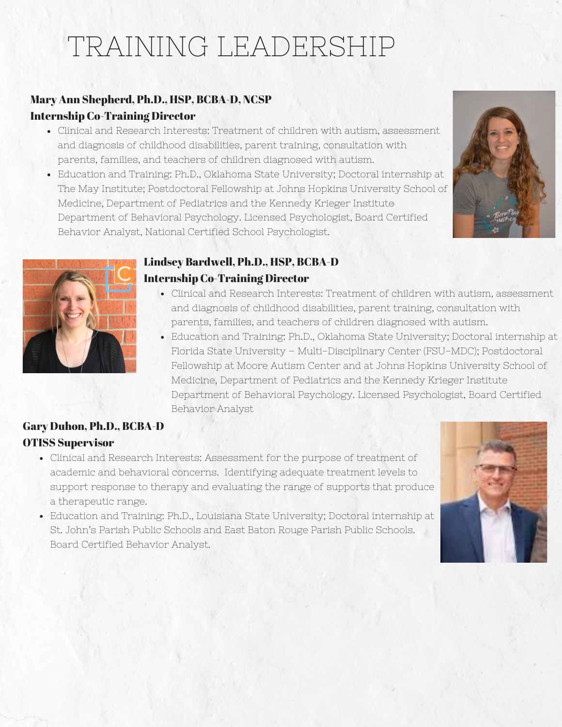# TRAINING LEADERSHIP

**Mary Ann Shepherd, Ph.D., HSP, BCBA-D, NCSP**
**Internship Co-Training Director**

- Clinical and Research Interests: Treatment of children with autism, assessment and diagnosis of childhood disabilities, parent training, consultation with parents, families, and teachers of children diagnosed with autism.
- Education and Training: Ph.D., Oklahoma State University; Doctoral internship at The May Institute; Postdoctoral Fellowship at Johns Hopkins University School of Medicine, Department of Pediatrics and the Kennedy Krieger Institute Department of Behavioral Psychology. Licensed Psychologist, Board Certified Behavior Analyst, National Certified School Psychologist.

**Lindsey Bardwell, Ph.D., HSP, BCBA-D**
**Internship Co-Training Director**

- Clinical and Research Interests: Treatment of children with autism, assessment and diagnosis of childhood disabilities, parent training, consultation with parents, families, and teachers of children diagnosed with autism.
- Education and Training: Ph.D., Oklahoma State University; Doctoral internship at Florida State University – Multi-Disciplinary Center (FSU-MDC); Postdoctoral Fellowship at Moore Autism Center and at Johns Hopkins University School of Medicine, Department of Pediatrics and the Kennedy Krieger Institute Department of Behavioral Psychology. Licensed Psychologist, Board Certified Behavior Analyst

**Gary Duhon, Ph.D., BCBA-D**
**OTISS Supervisor**

- Clinical and Research Interests: Assessment for the purpose of treatment of academic and behavioral concerns. Identifying adequate treatment levels to support response to therapy and evaluating the range of supports that produce a therapeutic range.
- Education and Training: Ph.D., Louisiana State University; Doctoral internship at St. John's Parish Public Schools and East Baton Rouge Parish Public Schools. Board Certified Behavior Analyst.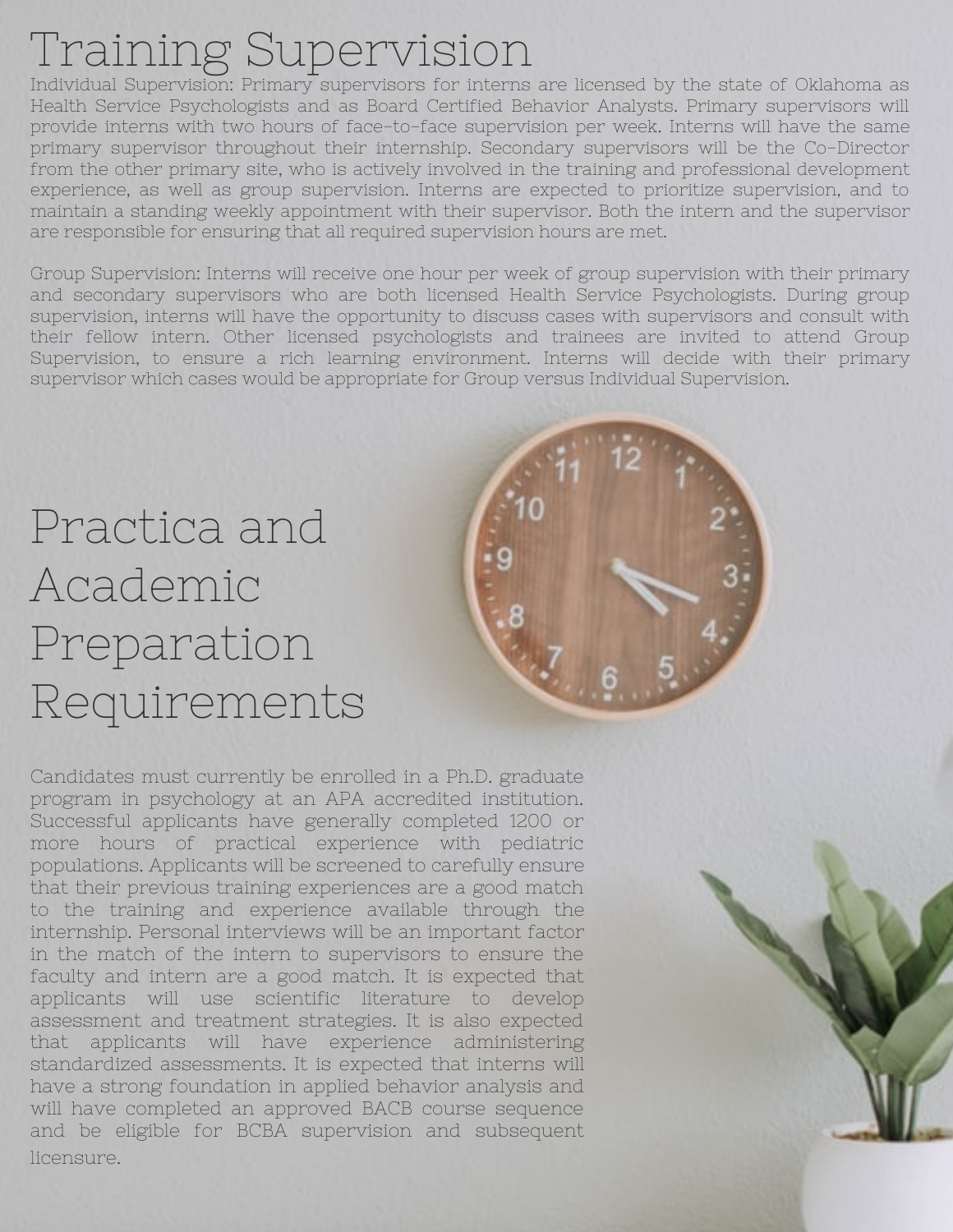# Training Supervision

Individual Supervision: Primary supervisors for interns are licensed by the state of Oklahoma as Health Service Psychologists and as Board Certified Behavior Analysts. Primary supervisors will provide interns with two hours of face-to-face supervision per week. Interns will have the same primary supervisor throughout their internship. Secondary supervisors will be the Co-Director from the other primary site, who is actively involved in the training and professional development experience, as well as group supervision. Interns are expected to prioritize supervision, and to maintain a standing weekly appointment with their supervisor. Both the intern and the supervisor are responsible for ensuring that all required supervision hours are met.

Group Supervision: Interns will receive one hour per week of group supervision with their primary and secondary supervisors who are both licensed Health Service Psychologists. During group supervision, interns will have the opportunity to discuss cases with supervisors and consult with their fellow intern. Other licensed psychologists and trainees are invited to attend Group Supervision, to ensure a rich learning environment. Interns will decide with their primary supervisor which cases would be appropriate for Group versus Individual Supervision.

# Practica and Academic Preparation Requirements

Candidates must currently be enrolled in a Ph.D. graduate program in psychology at an APA accredited institution. Successful applicants have generally completed 1200 or more hours of practical experience with pediatric populations. Applicants will be screened to carefully ensure that their previous training experiences are a good match to the training and experience available through the internship. Personal interviews will be an important factor in the match of the intern to supervisors to ensure the faculty and intern are a good match. It is expected that applicants will use scientific literature to develop assessment and treatment strategies. It is also expected that applicants will have experience administering standardized assessments. It is expected that interns will have a strong foundation in applied behavior analysis and will have completed an approved BACB course sequence and be eligible for BCBA supervision and subsequent licensure.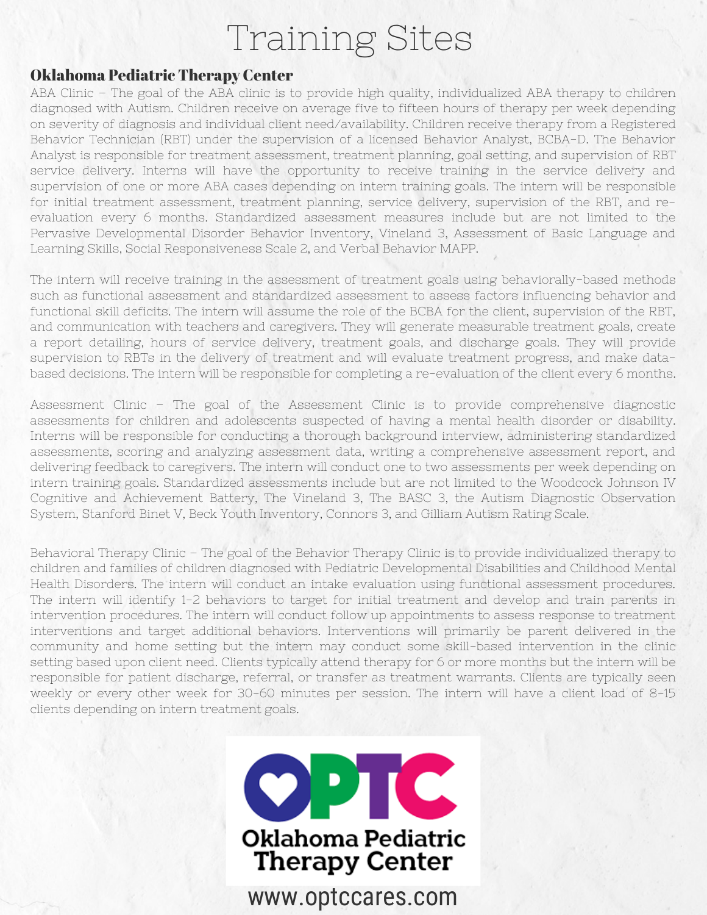# Training Sites

## Oklahoma Pediatric Therapy Center

ABA Clinic – The goal of the ABA clinic is to provide high quality, individualized ABA therapy to children diagnosed with Autism. Children receive on average five to fifteen hours of therapy per week depending on severity of diagnosis and individual client need/availability. Children receive therapy from a Registered Behavior Technician (RBT) under the supervision of a licensed Behavior Analyst, BCBA-D. The Behavior Analyst is responsible for treatment assessment, treatment planning, goal setting, and supervision of RBT service delivery. Interns will have the opportunity to receive training in the service delivery and supervision of one or more ABA cases depending on intern training goals. The intern will be responsible for initial treatment assessment, treatment planning, service delivery, supervision of the RBT, and re-evaluation every 6 months. Standardized assessment measures include but are not limited to the Pervasive Developmental Disorder Behavior Inventory, Vineland 3, Assessment of Basic Language and Learning Skills, Social Responsiveness Scale 2, and Verbal Behavior MAPP.

The intern will receive training in the assessment of treatment goals using behaviorally-based methods such as functional assessment and standardized assessment to assess factors influencing behavior and functional skill deficits. The intern will assume the role of the BCBA for the client, supervision of the RBT, and communication with teachers and caregivers. They will generate measurable treatment goals, create a report detailing, hours of service delivery, treatment goals, and discharge goals. They will provide supervision to RBTs in the delivery of treatment and will evaluate treatment progress, and make data-based decisions. The intern will be responsible for completing a re-evaluation of the client every 6 months.

Assessment Clinic – The goal of the Assessment Clinic is to provide comprehensive diagnostic assessments for children and adolescents suspected of having a mental health disorder or disability. Interns will be responsible for conducting a thorough background interview, administering standardized assessments, scoring and analyzing assessment data, writing a comprehensive assessment report, and delivering feedback to caregivers. The intern will conduct one to two assessments per week depending on intern training goals. Standardized assessments include but are not limited to the Woodcock Johnson IV Cognitive and Achievement Battery, The Vineland 3, The BASC 3, the Autism Diagnostic Observation System, Stanford Binet V, Beck Youth Inventory, Connors 3, and Gilliam Autism Rating Scale.

Behavioral Therapy Clinic – The goal of the Behavior Therapy Clinic is to provide individualized therapy to children and families of children diagnosed with Pediatric Developmental Disabilities and Childhood Mental Health Disorders. The intern will conduct an intake evaluation using functional assessment procedures. The intern will identify 1-2 behaviors to target for initial treatment and develop and train parents in intervention procedures. The intern will conduct follow up appointments to assess response to treatment interventions and target additional behaviors. Interventions will primarily be parent delivered in the community and home setting but the intern may conduct some skill-based intervention in the clinic setting based upon client need. Clients typically attend therapy for 6 or more months but the intern will be responsible for patient discharge, referral, or transfer as treatment warrants. Clients are typically seen weekly or every other week for 30-60 minutes per session. The intern will have a client load of 8-15 clients depending on intern treatment goals.

OPTC

Oklahoma Pediatric Therapy Center

www.optccares.com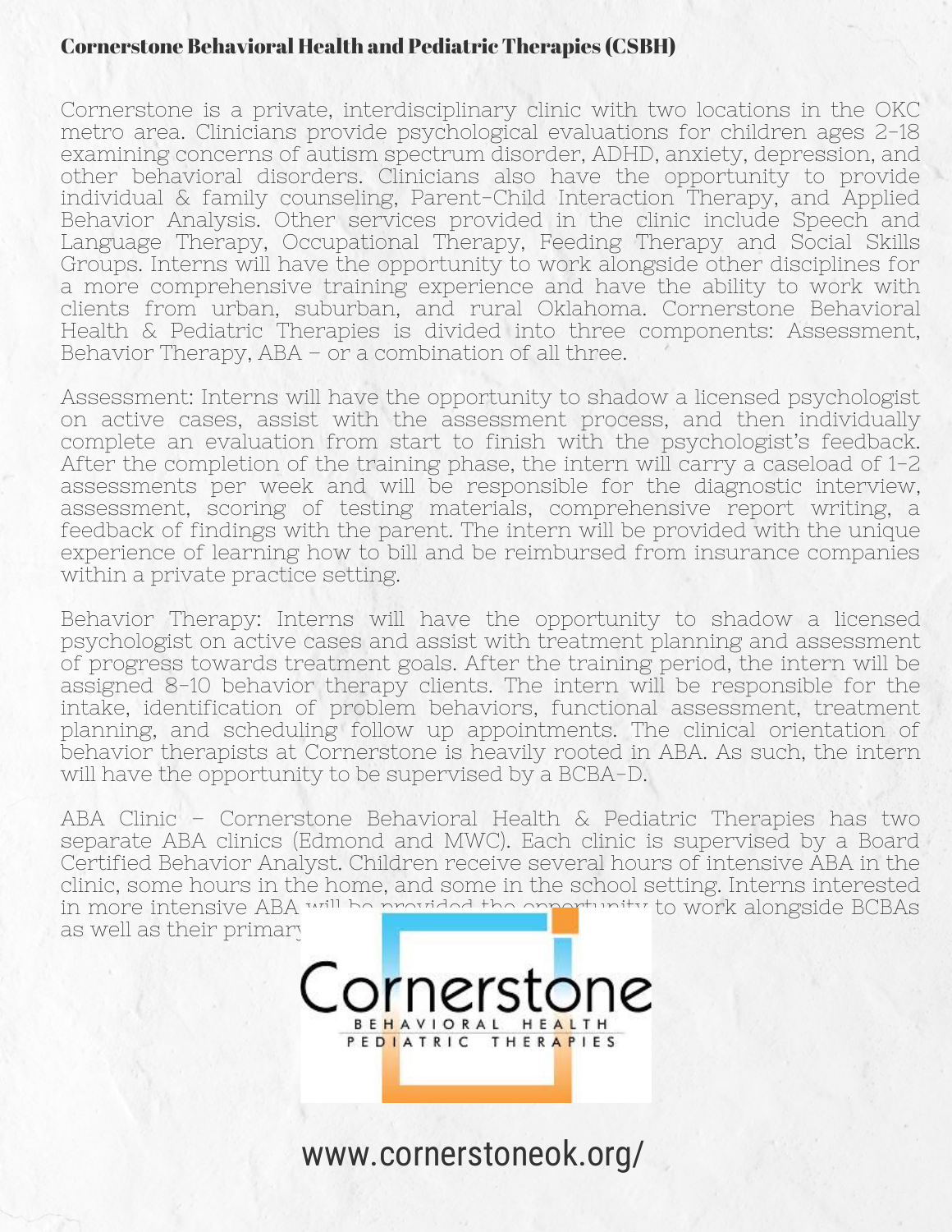# Cornerstone Behavioral Health and Pediatric Therapies (CSBH)

Cornerstone is a private, interdisciplinary clinic with two locations in the OKC metro area. Clinicians provide psychological evaluations for children ages 2-18 examining concerns of autism spectrum disorder, ADHD, anxiety, depression, and other behavioral disorders. Clinicians also have the opportunity to provide individual & family counseling, Parent-Child Interaction Therapy, and Applied Behavior Analysis. Other services provided in the clinic include Speech and Language Therapy, Occupational Therapy, Feeding Therapy and Social Skills Groups. Interns will have the opportunity to work alongside other disciplines for a more comprehensive training experience and have the ability to work with clients from urban, suburban, and rural Oklahoma. Cornerstone Behavioral Health & Pediatric Therapies is divided into three components: Assessment, Behavior Therapy, ABA – or a combination of all three.

Assessment: Interns will have the opportunity to shadow a licensed psychologist on active cases, assist with the assessment process, and then individually complete an evaluation from start to finish with the psychologist's feedback. After the completion of the training phase, the intern will carry a caseload of 1-2 assessments per week and will be responsible for the diagnostic interview, assessment, scoring of testing materials, comprehensive report writing, a feedback of findings with the parent. The intern will be provided with the unique experience of learning how to bill and be reimbursed from insurance companies within a private practice setting.

Behavior Therapy: Interns will have the opportunity to shadow a licensed psychologist on active cases and assist with treatment planning and assessment of progress towards treatment goals. After the training period, the intern will be assigned 8-10 behavior therapy clients. The intern will be responsible for the intake, identification of problem behaviors, functional assessment, treatment planning, and scheduling follow up appointments. The clinical orientation of behavior therapists at Cornerstone is heavily rooted in ABA. As such, the intern will have the opportunity to be supervised by a BCBA-D.

ABA Clinic – Cornerstone Behavioral Health & Pediatric Therapies has two separate ABA clinics (Edmond and MWC). Each clinic is supervised by a Board Certified Behavior Analyst. Children receive several hours of intensive ABA in the clinic, some hours in the home, and some in the school setting. Interns interested in more intensive ABA will be provided the opportunity to work alongside BCBAs as well as their primary

www.cornerstoneok.org/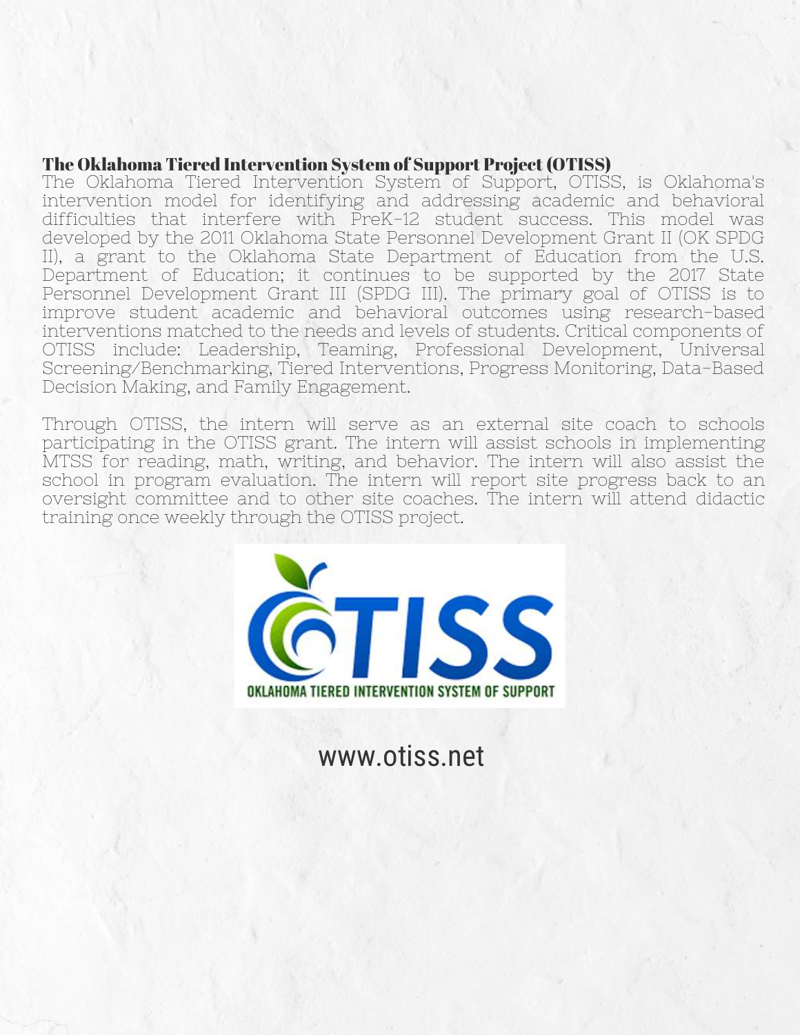**The Oklahoma Tiered Intervention System of Support Project (OTISS)**

The Oklahoma Tiered Intervention System of Support, OTISS, is Oklahoma's intervention model for identifying and addressing academic and behavioral difficulties that interfere with PreK-12 student success. This model was developed by the 2011 Oklahoma State Personnel Development Grant II (OK SPDG II), a grant to the Oklahoma State Department of Education from the U.S. Department of Education; it continues to be supported by the 2017 State Personnel Development Grant III (SPDG III). The primary goal of OTISS is to improve student academic and behavioral outcomes using research-based interventions matched to the needs and levels of students. Critical components of OTISS include: Leadership, Teaming, Professional Development, Universal Screening/Benchmarking, Tiered Interventions, Progress Monitoring, Data-Based Decision Making, and Family Engagement.

Through OTISS, the intern will serve as an external site coach to schools participating in the OTISS grant. The intern will assist schools in implementing MTSS for reading, math, writing, and behavior. The intern will also assist the school in program evaluation. The intern will report site progress back to an oversight committee and to other site coaches. The intern will attend didactic training once weekly through the OTISS project.

OTISS

OKLAHOMA TIERED INTERVENTION SYSTEM OF SUPPORT

www.otiss.net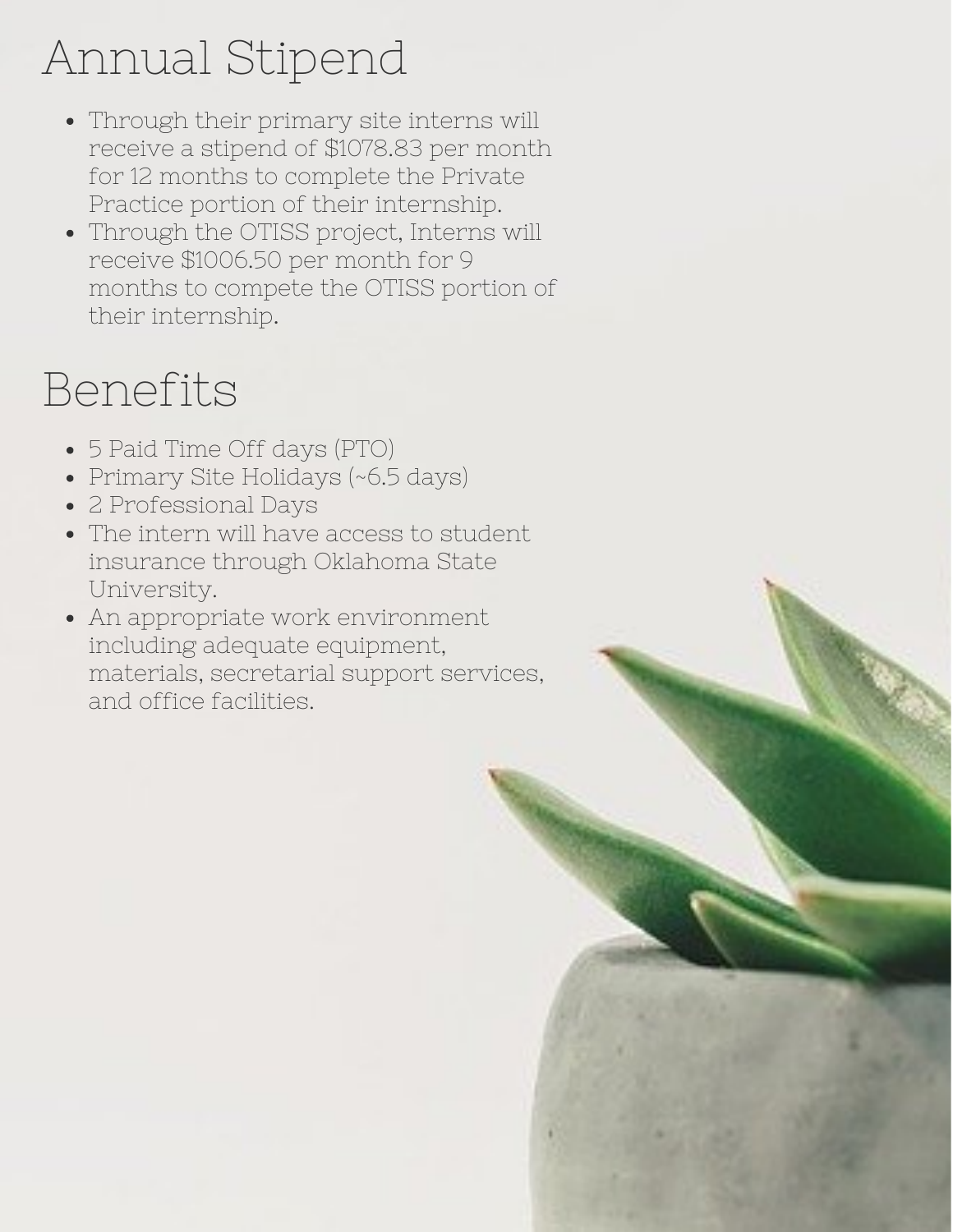# Annual Stipend

- Through their primary site interns will receive a stipend of $1078.83 per month for 12 months to complete the Private Practice portion of their internship.
- Through the OTISS project, Interns will receive $1006.50 per month for 9 months to compete the OTISS portion of their internship.

# Benefits

- 5 Paid Time Off days (PTO)
- Primary Site Holidays (~6.5 days)
- 2 Professional Days
- The intern will have access to student insurance through Oklahoma State University.
- An appropriate work environment including adequate equipment, materials, secretarial support services, and office facilities.